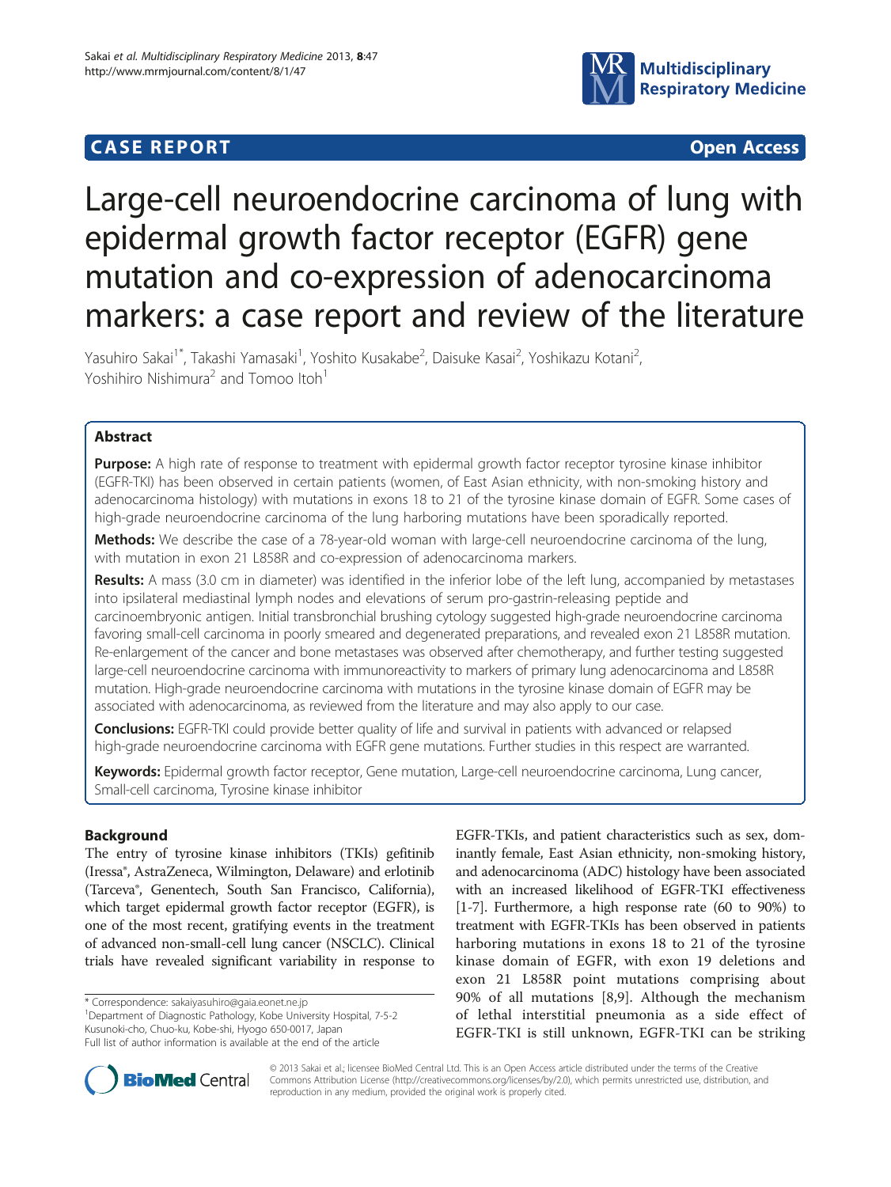CASE REPORT Open Access

# Large-cell neuroendocrine carcinoma of lung with epidermal growth factor receptor (EGFR) gene mutation and co-expression of adenocarcinoma markers: a case report and review of the literature

Yasuhiro Sakai[1*], Takashi Yamasaki[1], Yoshito Kusakabe[2], Daisuke Kasai[2], Yoshikazu Kotani[2], Yoshihiro Nishimura[2] and Tomoo Itoh[1]

## Abstract

**Purpose:** A high rate of response to treatment with epidermal growth factor receptor tyrosine kinase inhibitor (EGFR-TKI) has been observed in certain patients (women, of East Asian ethnicity, with non-smoking history and adenocarcinoma histology) with mutations in exons 18 to 21 of the tyrosine kinase domain of EGFR. Some cases of high-grade neuroendocrine carcinoma of the lung harboring mutations have been sporadically reported.

**Methods:** We describe the case of a 78-year-old woman with large-cell neuroendocrine carcinoma of the lung, with mutation in exon 21 L858R and co-expression of adenocarcinoma markers.

**Results:** A mass (3.0 cm in diameter) was identified in the inferior lobe of the left lung, accompanied by metastases into ipsilateral mediastinal lymph nodes and elevations of serum pro-gastrin-releasing peptide and carcinoembryonic antigen. Initial transbronchial brushing cytology suggested high-grade neuroendocrine carcinoma favoring small-cell carcinoma in poorly smeared and degenerated preparations, and revealed exon 21 L858R mutation. Re-enlargement of the cancer and bone metastases was observed after chemotherapy, and further testing suggested large-cell neuroendocrine carcinoma with immunoreactivity to markers of primary lung adenocarcinoma and L858R mutation. High-grade neuroendocrine carcinoma with mutations in the tyrosine kinase domain of EGFR may be associated with adenocarcinoma, as reviewed from the literature and may also apply to our case.

**Conclusions:** EGFR-TKI could provide better quality of life and survival in patients with advanced or relapsed high-grade neuroendocrine carcinoma with EGFR gene mutations. Further studies in this respect are warranted.

**Keywords:** Epidermal growth factor receptor, Gene mutation, Large-cell neuroendocrine carcinoma, Lung cancer, Small-cell carcinoma, Tyrosine kinase inhibitor

## Background

The entry of tyrosine kinase inhibitors (TKIs) gefitinib (Iressa®, AstraZeneca, Wilmington, Delaware) and erlotinib (Tarceva®, Genentech, South San Francisco, California), which target epidermal growth factor receptor (EGFR), is one of the most recent, gratifying events in the treatment of advanced non-small-cell lung cancer (NSCLC). Clinical trials have revealed significant variability in response to EGFR-TKIs, and patient characteristics such as sex, dominantly female, East Asian ethnicity, non-smoking history, and adenocarcinoma (ADC) histology have been associated with an increased likelihood of EGFR-TKI effectiveness [1-7]. Furthermore, a high response rate (60 to 90%) to treatment with EGFR-TKIs has been observed in patients harboring mutations in exons 18 to 21 of the tyrosine kinase domain of EGFR, with exon 19 deletions and exon 21 L858R point mutations comprising about 90% of all mutations [8,9]. Although the mechanism of lethal interstitial pneumonia as a side effect of EGFR-TKI is still unknown, EGFR-TKI can be striking

\* Correspondence: sakaiyasuhiro@gaia.eonet.ne.jp
[1]Department of Diagnostic Pathology, Kobe University Hospital, 7-5-2 Kusunoki-cho, Chuo-ku, Kobe-shi, Hyogo 650-0017, Japan
Full list of author information is available at the end of the article

© 2013 Sakai et al.; licensee BioMed Central Ltd. This is an Open Access article distributed under the terms of the Creative Commons Attribution License (http://creativecommons.org/licenses/by/2.0), which permits unrestricted use, distribution, and reproduction in any medium, provided the original work is properly cited.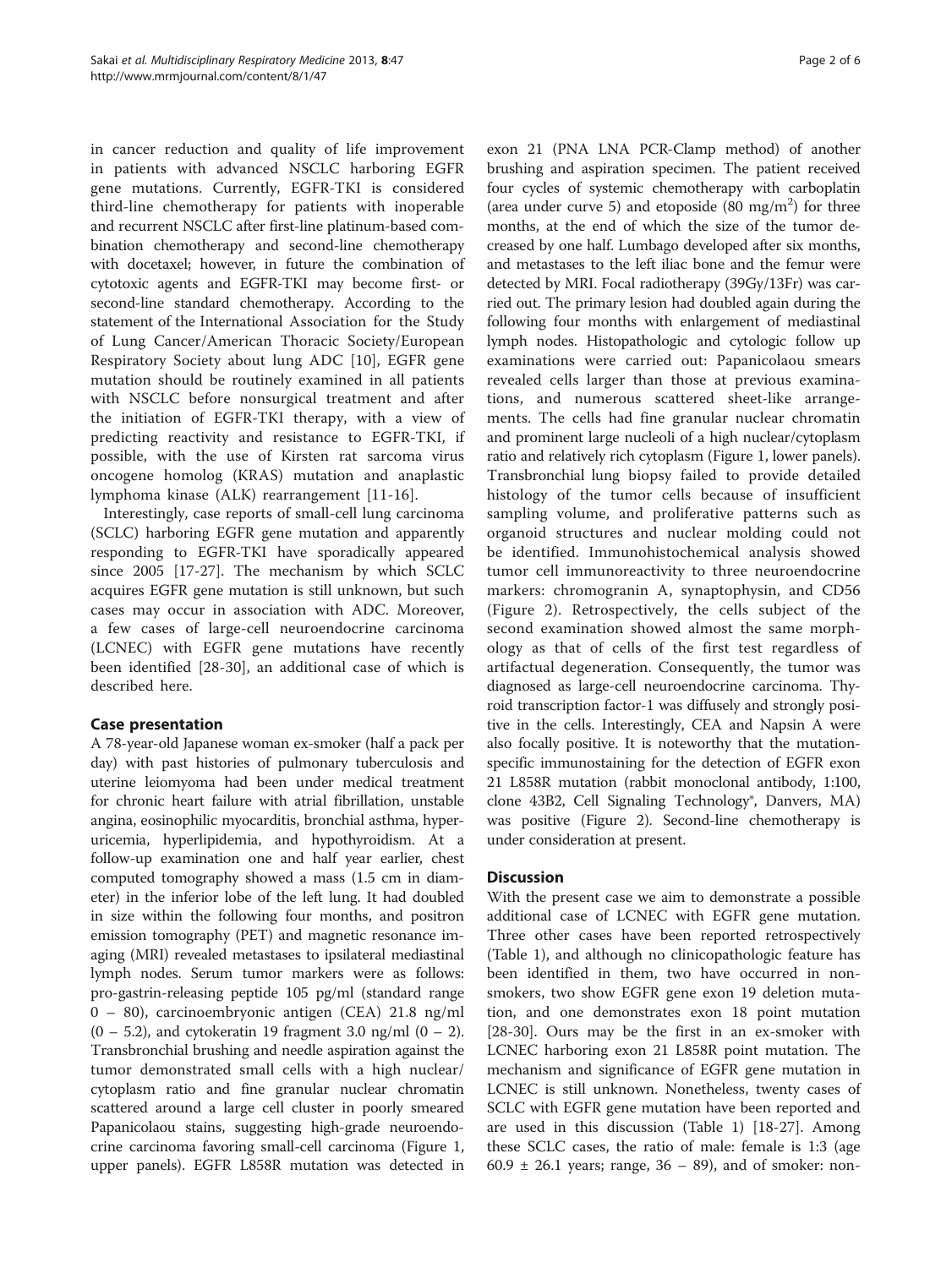in cancer reduction and quality of life improvement in patients with advanced NSCLC harboring EGFR gene mutations. Currently, EGFR-TKI is considered third-line chemotherapy for patients with inoperable and recurrent NSCLC after first-line platinum-based combination chemotherapy and second-line chemotherapy with docetaxel; however, in future the combination of cytotoxic agents and EGFR-TKI may become first- or second-line standard chemotherapy. According to the statement of the International Association for the Study of Lung Cancer/American Thoracic Society/European Respiratory Society about lung ADC [10], EGFR gene mutation should be routinely examined in all patients with NSCLC before nonsurgical treatment and after the initiation of EGFR-TKI therapy, with a view of predicting reactivity and resistance to EGFR-TKI, if possible, with the use of Kirsten rat sarcoma virus oncogene homolog (KRAS) mutation and anaplastic lymphoma kinase (ALK) rearrangement [11-16].

Interestingly, case reports of small-cell lung carcinoma (SCLC) harboring EGFR gene mutation and apparently responding to EGFR-TKI have sporadically appeared since 2005 [17-27]. The mechanism by which SCLC acquires EGFR gene mutation is still unknown, but such cases may occur in association with ADC. Moreover, a few cases of large-cell neuroendocrine carcinoma (LCNEC) with EGFR gene mutations have recently been identified [28-30], an additional case of which is described here.

## Case presentation

A 78-year-old Japanese woman ex-smoker (half a pack per day) with past histories of pulmonary tuberculosis and uterine leiomyoma had been under medical treatment for chronic heart failure with atrial fibrillation, unstable angina, eosinophilic myocarditis, bronchial asthma, hyperuricemia, hyperlipidemia, and hypothyroidism. At a follow-up examination one and half year earlier, chest computed tomography showed a mass (1.5 cm in diameter) in the inferior lobe of the left lung. It had doubled in size within the following four months, and positron emission tomography (PET) and magnetic resonance imaging (MRI) revealed metastases to ipsilateral mediastinal lymph nodes. Serum tumor markers were as follows: pro-gastrin-releasing peptide 105 pg/ml (standard range 0 – 80), carcinoembryonic antigen (CEA) 21.8 ng/ml (0 – 5.2), and cytokeratin 19 fragment 3.0 ng/ml (0 – 2). Transbronchial brushing and needle aspiration against the tumor demonstrated small cells with a high nuclear/cytoplasm ratio and fine granular nuclear chromatin scattered around a large cell cluster in poorly smeared Papanicolaou stains, suggesting high-grade neuroendocrine carcinoma favoring small-cell carcinoma (Figure 1, upper panels). EGFR L858R mutation was detected in exon 21 (PNA LNA PCR-Clamp method) of another brushing and aspiration specimen. The patient received four cycles of systemic chemotherapy with carboplatin (area under curve 5) and etoposide (80 mg/m$^2$) for three months, at the end of which the size of the tumor decreased by one half. Lumbago developed after six months, and metastases to the left iliac bone and the femur were detected by MRI. Focal radiotherapy (39Gy/13Fr) was carried out. The primary lesion had doubled again during the following four months with enlargement of mediastinal lymph nodes. Histopathologic and cytologic follow up examinations were carried out: Papanicolaou smears revealed cells larger than those at previous examinations, and numerous scattered sheet-like arrangements. The cells had fine granular nuclear chromatin and prominent large nucleoli of a high nuclear/cytoplasm ratio and relatively rich cytoplasm (Figure 1, lower panels). Transbronchial lung biopsy failed to provide detailed histology of the tumor cells because of insufficient sampling volume, and proliferative patterns such as organoid structures and nuclear molding could not be identified. Immunohistochemical analysis showed tumor cell immunoreactivity to three neuroendocrine markers: chromogranin A, synaptophysin, and CD56 (Figure 2). Retrospectively, the cells subject of the second examination showed almost the same morphology as that of cells of the first test regardless of artifactual degeneration. Consequently, the tumor was diagnosed as large-cell neuroendocrine carcinoma. Thyroid transcription factor-1 was diffusely and strongly positive in the cells. Interestingly, CEA and Napsin A were also focally positive. It is noteworthy that the mutation-specific immunostaining for the detection of EGFR exon 21 L858R mutation (rabbit monoclonal antibody, 1:100, clone 43B2, Cell Signaling Technology®, Danvers, MA) was positive (Figure 2). Second-line chemotherapy is under consideration at present.

## Discussion

With the present case we aim to demonstrate a possible additional case of LCNEC with EGFR gene mutation. Three other cases have been reported retrospectively (Table 1), and although no clinicopathologic feature has been identified in them, two have occurred in non-smokers, two show EGFR gene exon 19 deletion mutation, and one demonstrates exon 18 point mutation [28-30]. Ours may be the first in an ex-smoker with LCNEC harboring exon 21 L858R point mutation. The mechanism and significance of EGFR gene mutation in LCNEC is still unknown. Nonetheless, twenty cases of SCLC with EGFR gene mutation have been reported and are used in this discussion (Table 1) [18-27]. Among these SCLC cases, the ratio of male: female is 1:3 (age 60.9 ± 26.1 years; range, 36 – 89), and of smoker: non-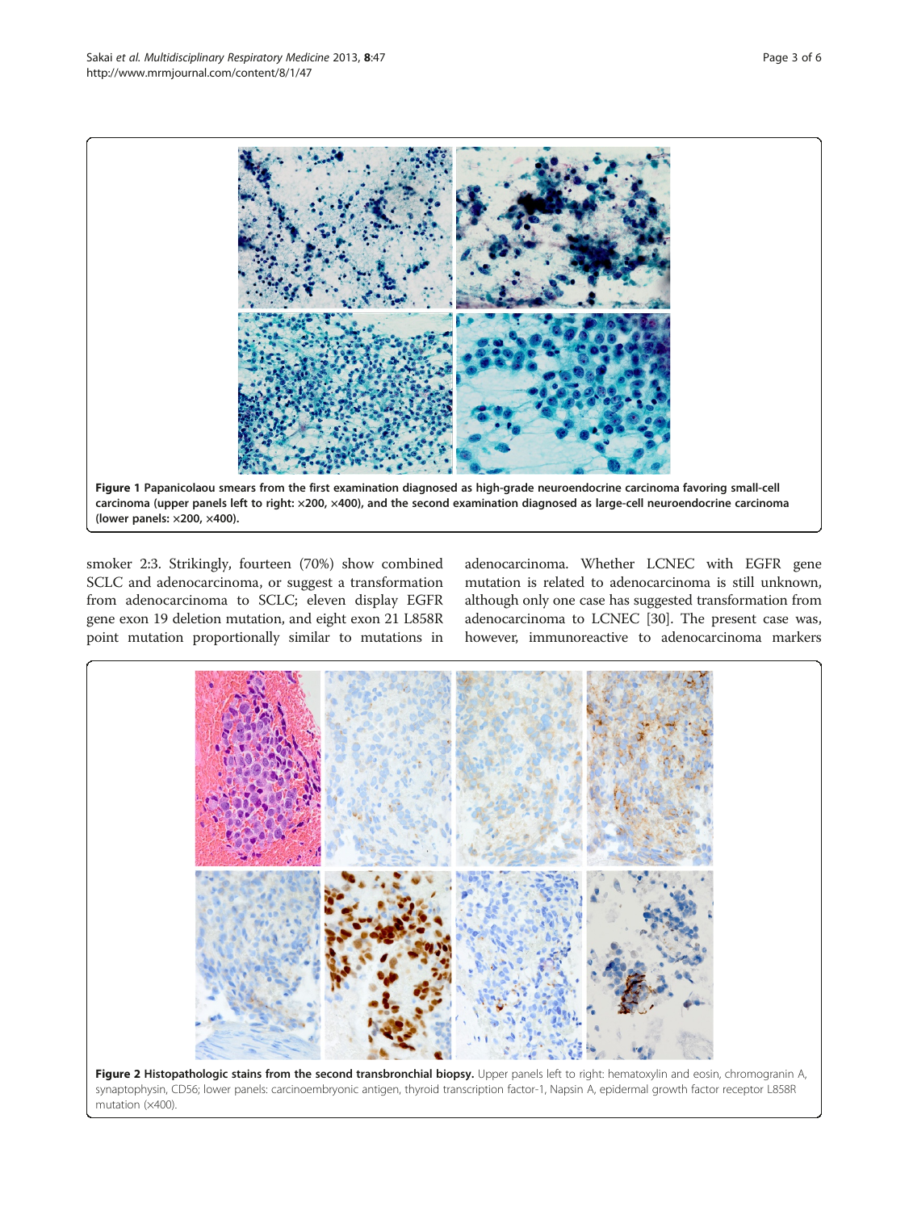**Figure 1 Papanicolaou smears from the first examination diagnosed as high-grade neuroendocrine carcinoma favoring small-cell carcinoma (upper panels left to right: ×200, ×400), and the second examination diagnosed as large-cell neuroendocrine carcinoma (lower panels: ×200, ×400).**

smoker 2:3. Strikingly, fourteen (70%) show combined SCLC and adenocarcinoma, or suggest a transformation from adenocarcinoma to SCLC; eleven display EGFR gene exon 19 deletion mutation, and eight exon 21 L858R point mutation proportionally similar to mutations in adenocarcinoma. Whether LCNEC with EGFR gene mutation is related to adenocarcinoma is still unknown, although only one case has suggested transformation from adenocarcinoma to LCNEC [30]. The present case was, however, immunoreactive to adenocarcinoma markers

**Figure 2 Histopathologic stains from the second transbronchial biopsy.** Upper panels left to right: hematoxylin and eosin, chromogranin A, synaptophysin, CD56; lower panels: carcinoembryonic antigen, thyroid transcription factor-1, Napsin A, epidermal growth factor receptor L858R mutation (×400).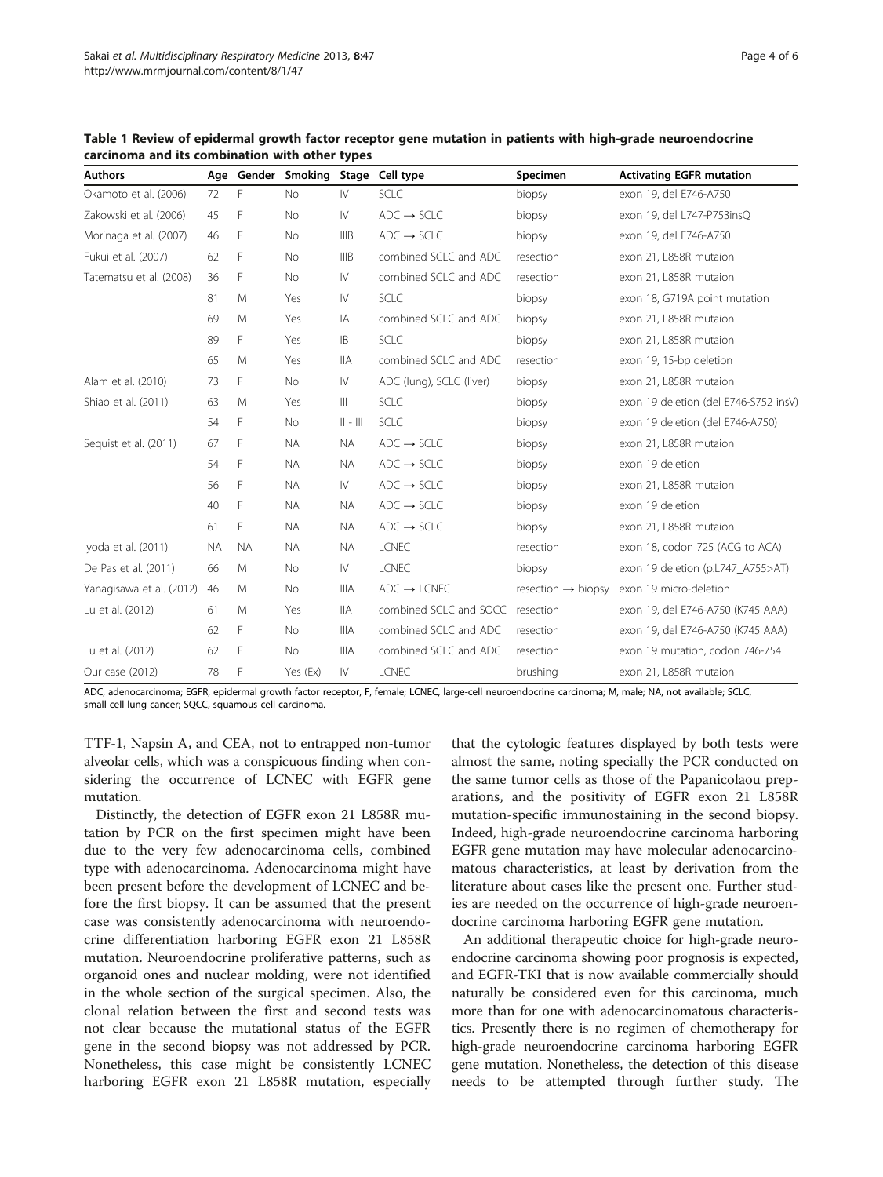**Table 1 Review of epidermal growth factor receptor gene mutation in patients with high-grade neuroendocrine carcinoma and its combination with other types**

| Authors | Age | Gender | Smoking | Stage | Cell type | Specimen | Activating EGFR mutation |
|---|---|---|---|---|---|---|---|
| Okamoto et al. (2006) | 72 | F | No | IV | SCLC | biopsy | exon 19, del E746-A750 |
| Zakowski et al. (2006) | 45 | F | No | IV | ADC → SCLC | biopsy | exon 19, del L747-P753insQ |
| Morinaga et al. (2007) | 46 | F | No | IIIB | ADC → SCLC | biopsy | exon 19, del E746-A750 |
| Fukui et al. (2007) | 62 | F | No | IIIB | combined SCLC and ADC | resection | exon 21, L858R mutaion |
| Tatematsu et al. (2008) | 36 | F | No | IV | combined SCLC and ADC | resection | exon 21, L858R mutaion |
| | 81 | M | Yes | IV | SCLC | biopsy | exon 18, G719A point mutation |
| | 69 | M | Yes | IA | combined SCLC and ADC | biopsy | exon 21, L858R mutaion |
| | 89 | F | Yes | IB | SCLC | biopsy | exon 21, L858R mutaion |
| | 65 | M | Yes | IIA | combined SCLC and ADC | resection | exon 19, 15-bp deletion |
| Alam et al. (2010) | 73 | F | No | IV | ADC (lung), SCLC (liver) | biopsy | exon 21, L858R mutaion |
| Shiao et al. (2011) | 63 | M | Yes | III | SCLC | biopsy | exon 19 deletion (del E746-S752 insV) |
| | 54 | F | No | II - III | SCLC | biopsy | exon 19 deletion (del E746-A750) |
| Sequist et al. (2011) | 67 | F | NA | NA | ADC → SCLC | biopsy | exon 21, L858R mutaion |
| | 54 | F | NA | NA | ADC → SCLC | biopsy | exon 19 deletion |
| | 56 | F | NA | IV | ADC → SCLC | biopsy | exon 21, L858R mutaion |
| | 40 | F | NA | NA | ADC → SCLC | biopsy | exon 19 deletion |
| | 61 | F | NA | NA | ADC → SCLC | biopsy | exon 21, L858R mutaion |
| Iyoda et al. (2011) | NA | NA | NA | NA | LCNEC | resection | exon 18, codon 725 (ACG to ACA) |
| De Pas et al. (2011) | 66 | M | No | IV | LCNEC | biopsy | exon 19 deletion (p.L747_A755>AT) |
| Yanagisawa et al. (2012) | 46 | M | No | IIIA | ADC → LCNEC | resection → biopsy | exon 19 micro-deletion |
| Lu et al. (2012) | 61 | M | Yes | IIA | combined SCLC and SQCC | resection | exon 19, del E746-A750 (K745 AAA) |
| | 62 | F | No | IIIA | combined SCLC and ADC | resection | exon 19, del E746-A750 (K745 AAA) |
| Lu et al. (2012) | 62 | F | No | IIIA | combined SCLC and ADC | resection | exon 19 mutation, codon 746-754 |
| Our case (2012) | 78 | F | Yes (Ex) | IV | LCNEC | brushing | exon 21, L858R mutaion |

ADC, adenocarcinoma; EGFR, epidermal growth factor receptor, F, female; LCNEC, large-cell neuroendocrine carcinoma; M, male; NA, not available; SCLC, small-cell lung cancer; SQCC, squamous cell carcinoma.

TTF-1, Napsin A, and CEA, not to entrapped non-tumor alveolar cells, which was a conspicuous finding when considering the occurrence of LCNEC with EGFR gene mutation.

Distinctly, the detection of EGFR exon 21 L858R mutation by PCR on the first specimen might have been due to the very few adenocarcinoma cells, combined type with adenocarcinoma. Adenocarcinoma might have been present before the development of LCNEC and before the first biopsy. It can be assumed that the present case was consistently adenocarcinoma with neuroendocrine differentiation harboring EGFR exon 21 L858R mutation. Neuroendocrine proliferative patterns, such as organoid ones and nuclear molding, were not identified in the whole section of the surgical specimen. Also, the clonal relation between the first and second tests was not clear because the mutational status of the EGFR gene in the second biopsy was not addressed by PCR. Nonetheless, this case might be consistently LCNEC harboring EGFR exon 21 L858R mutation, especially that the cytologic features displayed by both tests were almost the same, noting specially the PCR conducted on the same tumor cells as those of the Papanicolaou preparations, and the positivity of EGFR exon 21 L858R mutation-specific immunostaining in the second biopsy. Indeed, high-grade neuroendocrine carcinoma harboring EGFR gene mutation may have molecular adenocarcinomatous characteristics, at least by derivation from the literature about cases like the present one. Further studies are needed on the occurrence of high-grade neuroendocrine carcinoma harboring EGFR gene mutation.

An additional therapeutic choice for high-grade neuroendocrine carcinoma showing poor prognosis is expected, and EGFR-TKI that is now available commercially should naturally be considered even for this carcinoma, much more than for one with adenocarcinomatous characteristics. Presently there is no regimen of chemotherapy for high-grade neuroendocrine carcinoma harboring EGFR gene mutation. Nonetheless, the detection of this disease needs to be attempted through further study. The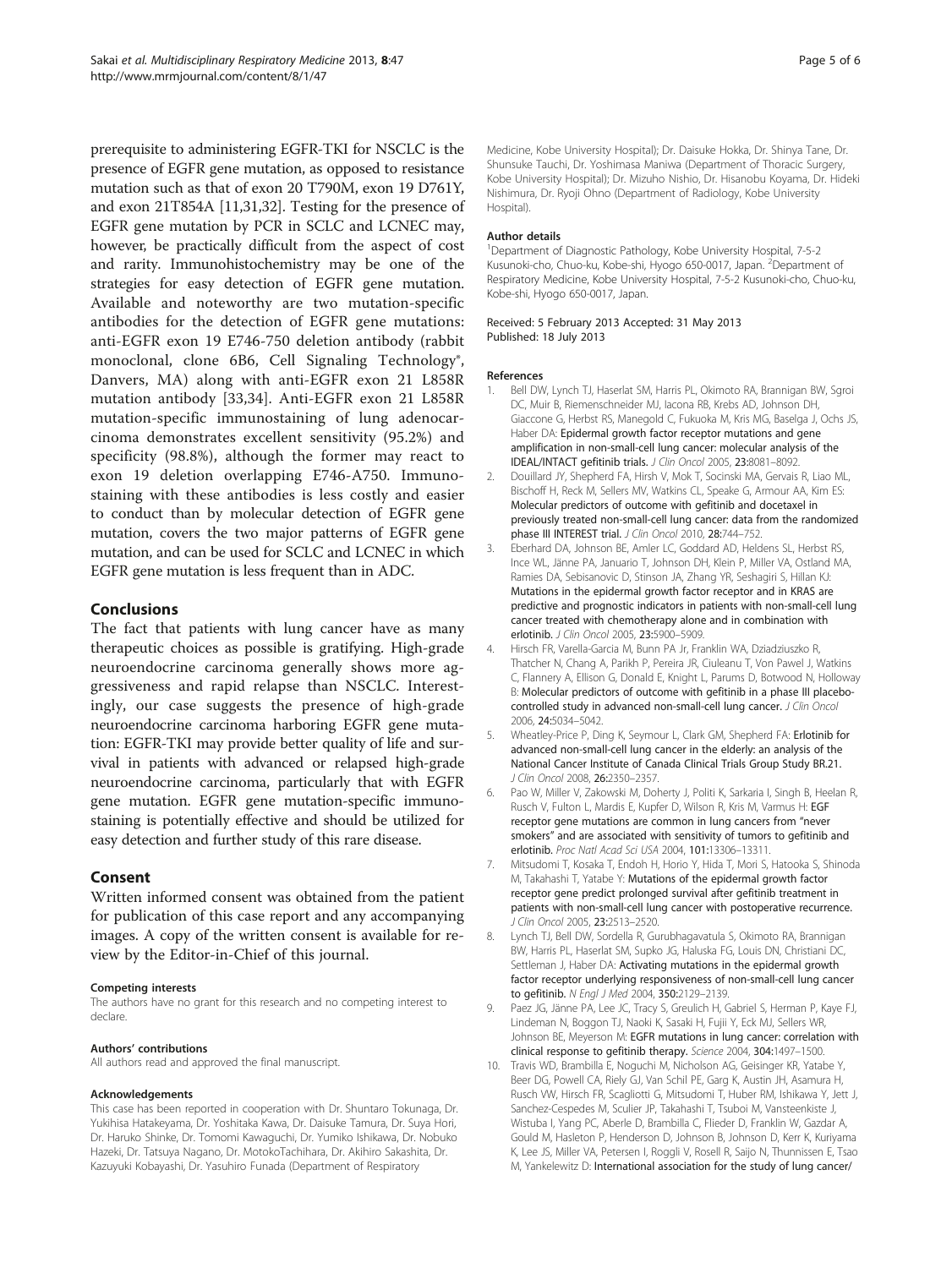prerequisite to administering EGFR-TKI for NSCLC is the presence of EGFR gene mutation, as opposed to resistance mutation such as that of exon 20 T790M, exon 19 D761Y, and exon 21T854A [11,31,32]. Testing for the presence of EGFR gene mutation by PCR in SCLC and LCNEC may, however, be practically difficult from the aspect of cost and rarity. Immunohistochemistry may be one of the strategies for easy detection of EGFR gene mutation. Available and noteworthy are two mutation-specific antibodies for the detection of EGFR gene mutations: anti-EGFR exon 19 E746-750 deletion antibody (rabbit monoclonal, clone 6B6, Cell Signaling Technology®, Danvers, MA) along with anti-EGFR exon 21 L858R mutation antibody [33,34]. Anti-EGFR exon 21 L858R mutation-specific immunostaining of lung adenocarcinoma demonstrates excellent sensitivity (95.2%) and specificity (98.8%), although the former may react to exon 19 deletion overlapping E746-A750. Immunostaining with these antibodies is less costly and easier to conduct than by molecular detection of EGFR gene mutation, covers the two major patterns of EGFR gene mutation, and can be used for SCLC and LCNEC in which EGFR gene mutation is less frequent than in ADC.

## Conclusions

The fact that patients with lung cancer have as many therapeutic choices as possible is gratifying. High-grade neuroendocrine carcinoma generally shows more aggressiveness and rapid relapse than NSCLC. Interestingly, our case suggests the presence of high-grade neuroendocrine carcinoma harboring EGFR gene mutation: EGFR-TKI may provide better quality of life and survival in patients with advanced or relapsed high-grade neuroendocrine carcinoma, particularly that with EGFR gene mutation. EGFR gene mutation-specific immunostaining is potentially effective and should be utilized for easy detection and further study of this rare disease.

## Consent

Written informed consent was obtained from the patient for publication of this case report and any accompanying images. A copy of the written consent is available for review by the Editor-in-Chief of this journal.

#### Competing interests

The authors have no grant for this research and no competing interest to declare.

#### Authors' contributions

All authors read and approved the final manuscript.

#### Acknowledgements

This case has been reported in cooperation with Dr. Shuntaro Tokunaga, Dr. Yukihisa Hatakeyama, Dr. Yoshitaka Kawa, Dr. Daisuke Tamura, Dr. Suya Hori, Dr. Haruko Shinke, Dr. Tomomi Kawaguchi, Dr. Yumiko Ishikawa, Dr. Nobuko Hazeki, Dr. Tatsuya Nagano, Dr. MotokoTachihara, Dr. Akihiro Sakashita, Dr. Kazuyuki Kobayashi, Dr. Yasuhiro Funada (Department of Respiratory Medicine, Kobe University Hospital); Dr. Daisuke Hokka, Dr. Shinya Tane, Dr. Shunsuke Tauchi, Dr. Yoshimasa Maniwa (Department of Thoracic Surgery, Kobe University Hospital); Dr. Mizuho Nishio, Dr. Hisanobu Koyama, Dr. Hideki Nishimura, Dr. Ryoji Ohno (Department of Radiology, Kobe University Hospital).

#### Author details

[1]Department of Diagnostic Pathology, Kobe University Hospital, 7-5-2 Kusunoki-cho, Chuo-ku, Kobe-shi, Hyogo 650-0017, Japan. [2]Department of Respiratory Medicine, Kobe University Hospital, 7-5-2 Kusunoki-cho, Chuo-ku, Kobe-shi, Hyogo 650-0017, Japan.

Received: 5 February 2013 Accepted: 31 May 2013
Published: 18 July 2013

#### References

1. Bell DW, Lynch TJ, Haserlat SM, Harris PL, Okimoto RA, Brannigan BW, Sgroi DC, Muir B, Riemenschneider MJ, Iacona RB, Krebs AD, Johnson DH, Giaccone G, Herbst RS, Manegold C, Fukuoka M, Kris MG, Baselga J, Ochs JS, Haber DA: **Epidermal growth factor receptor mutations and gene amplification in non-small-cell lung cancer: molecular analysis of the IDEAL/INTACT gefitinib trials.** *J Clin Oncol* 2005, **23:**8081–8092.
2. Douillard JY, Shepherd FA, Hirsh V, Mok T, Socinski MA, Gervais R, Liao ML, Bischoff H, Reck M, Sellers MV, Watkins CL, Speake G, Armour AA, Kim ES: **Molecular predictors of outcome with gefitinib and docetaxel in previously treated non-small-cell lung cancer: data from the randomized phase III INTEREST trial.** *J Clin Oncol* 2010, **28:**744–752.
3. Eberhard DA, Johnson BE, Amler LC, Goddard AD, Heldens SL, Herbst RS, Ince WL, Jänne PA, Januario T, Johnson DH, Klein P, Miller VA, Ostland MA, Ramies DA, Sebisanovic D, Stinson JA, Zhang YR, Seshagiri S, Hillan KJ: **Mutations in the epidermal growth factor receptor and in KRAS are predictive and prognostic indicators in patients with non-small-cell lung cancer treated with chemotherapy alone and in combination with erlotinib.** *J Clin Oncol* 2005, **23:**5900–5909.
4. Hirsch FR, Varella-Garcia M, Bunn PA Jr, Franklin WA, Dziadziuszko R, Thatcher N, Chang A, Parikh P, Pereira JR, Ciuleanu T, Von Pawel J, Watkins C, Flannery A, Ellison G, Donald E, Knight L, Parums D, Botwood N, Holloway B: **Molecular predictors of outcome with gefitinib in a phase III placebo-controlled study in advanced non-small-cell lung cancer.** *J Clin Oncol* 2006, **24:**5034–5042.
5. Wheatley-Price P, Ding K, Seymour L, Clark GM, Shepherd FA: **Erlotinib for advanced non-small-cell lung cancer in the elderly: an analysis of the National Cancer Institute of Canada Clinical Trials Group Study BR.21.** *J Clin Oncol* 2008, **26:**2350–2357.
6. Pao W, Miller V, Zakowski M, Doherty J, Politi K, Sarkaria I, Singh B, Heelan R, Rusch V, Fulton L, Mardis E, Kupfer D, Wilson R, Kris M, Varmus H: **EGF receptor gene mutations are common in lung cancers from "never smokers" and are associated with sensitivity of tumors to gefitinib and erlotinib.** *Proc Natl Acad Sci USA* 2004, **101:**13306–13311.
7. Mitsudomi T, Kosaka T, Endoh H, Horio Y, Hida T, Mori S, Hatooka S, Shinoda M, Takahashi T, Yatabe Y: **Mutations of the epidermal growth factor receptor gene predict prolonged survival after gefitinib treatment in patients with non-small-cell lung cancer with postoperative recurrence.** *J Clin Oncol* 2005, **23:**2513–2520.
8. Lynch TJ, Bell DW, Sordella R, Gurubhagavatula S, Okimoto RA, Brannigan BW, Harris PL, Haserlat SM, Supko JG, Haluska FG, Louis DN, Christiani DC, Settleman J, Haber DA: **Activating mutations in the epidermal growth factor receptor underlying responsiveness of non-small-cell lung cancer to gefitinib.** *N Engl J Med* 2004, **350:**2129–2139.
9. Paez JG, Jänne PA, Lee JC, Tracy S, Greulich H, Gabriel S, Herman P, Kaye FJ, Lindeman N, Boggon TJ, Naoki K, Sasaki H, Fujii Y, Eck MJ, Sellers WR, Johnson BE, Meyerson M: **EGFR mutations in lung cancer: correlation with clinical response to gefitinib therapy.** *Science* 2004, **304:**1497–1500.
10. Travis WD, Brambilla E, Noguchi M, Nicholson AG, Geisinger KR, Yatabe Y, Beer DG, Powell CA, Riely GJ, Van Schil PE, Garg K, Austin JH, Asamura H, Rusch VW, Hirsch FR, Scagliotti G, Mitsudomi T, Huber RM, Ishikawa Y, Jett J, Sanchez-Cespedes M, Sculier JP, Takahashi T, Tsuboi M, Vansteenkiste J, Wistuba I, Yang PC, Aberle D, Brambilla C, Flieder D, Franklin W, Gazdar A, Gould M, Hasleton P, Henderson D, Johnson B, Johnson D, Kerr K, Kuriyama K, Lee JS, Miller VA, Petersen I, Roggli V, Rosell R, Saijo N, Thunnissen E, Tsao M, Yankelewitz D: **International association for the study of lung cancer/**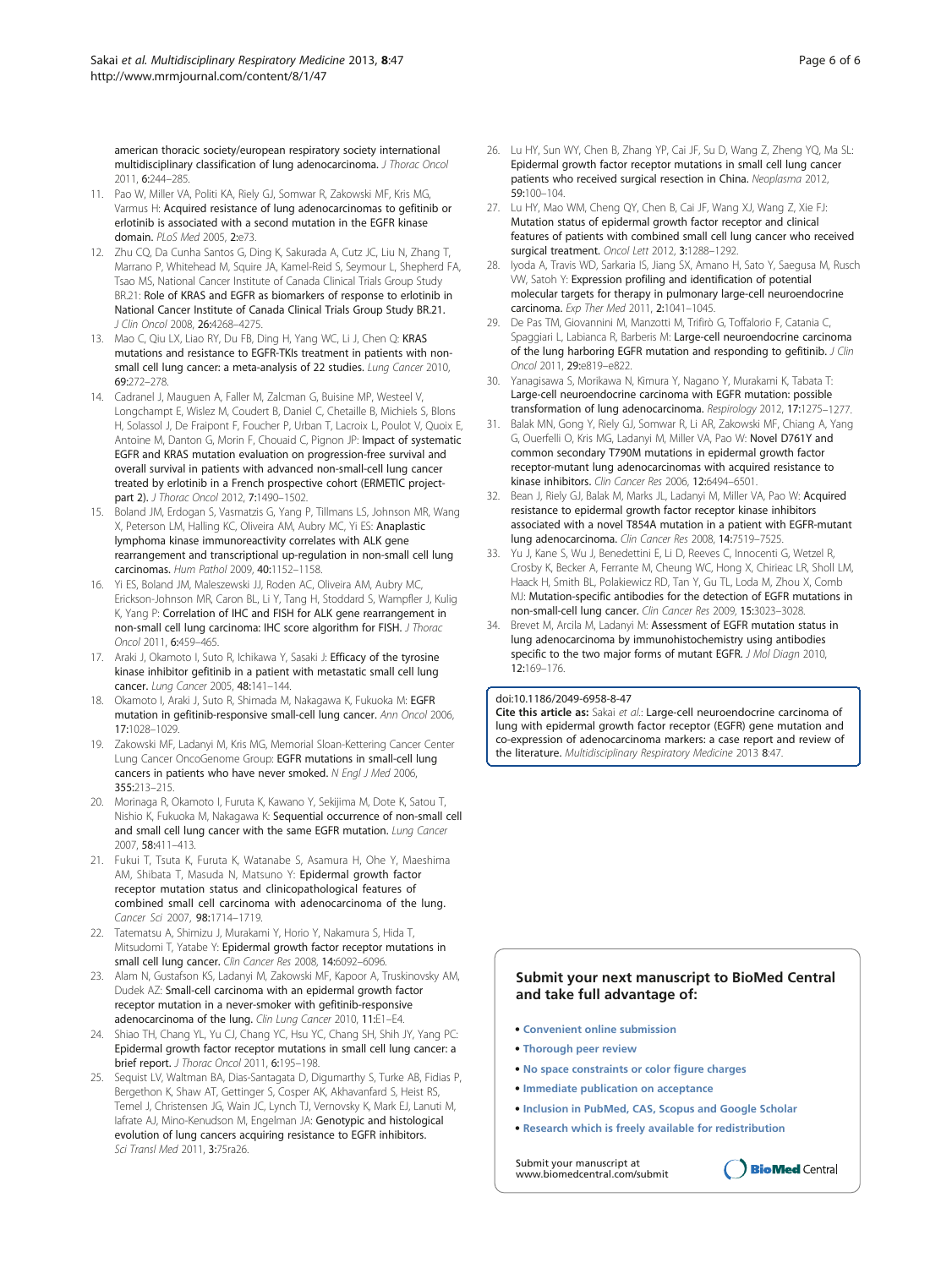american thoracic society/european respiratory society international multidisciplinary classification of lung adenocarcinoma. *J Thorac Oncol* 2011, **6:**244–285.

11. Pao W, Miller VA, Politi KA, Riely GJ, Somwar R, Zakowski MF, Kris MG, Varmus H: **Acquired resistance of lung adenocarcinomas to gefitinib or erlotinib is associated with a second mutation in the EGFR kinase domain.** *PLoS Med* 2005, **2:**e73.
12. Zhu CQ, Da Cunha Santos G, Ding K, Sakurada A, Cutz JC, Liu N, Zhang T, Marrano P, Whitehead M, Squire JA, Kamel-Reid S, Seymour L, Shepherd FA, Tsao MS, National Cancer Institute of Canada Clinical Trials Group Study BR.21: **Role of KRAS and EGFR as biomarkers of response to erlotinib in National Cancer Institute of Canada Clinical Trials Group Study BR.21.** *J Clin Oncol* 2008, **26:**4268–4275.
13. Mao C, Qiu LX, Liao RY, Du FB, Ding H, Yang WC, Li J, Chen Q: **KRAS mutations and resistance to EGFR-TKIs treatment in patients with non-small cell lung cancer: a meta-analysis of 22 studies.** *Lung Cancer* 2010, **69:**272–278.
14. Cadranel J, Mauguen A, Faller M, Zalcman G, Buisine MP, Westeel V, Longchampt E, Wislez M, Coudert B, Daniel C, Chetaille B, Michiels S, Blons H, Solassol J, De Fraipont F, Foucher P, Urban T, Lacroix L, Poulot V, Quoix E, Antoine M, Danton G, Morin F, Chouaid C, Pignon JP: **Impact of systematic EGFR and KRAS mutation evaluation on progression-free survival and overall survival in patients with advanced non-small-cell lung cancer treated by erlotinib in a French prospective cohort (ERMETIC project-part 2).** *J Thorac Oncol* 2012, **7:**1490–1502.
15. Boland JM, Erdogan S, Vasmatzis G, Yang P, Tillmans LS, Johnson MR, Wang X, Peterson LM, Halling KC, Oliveira AM, Aubry MC, Yi ES: **Anaplastic lymphoma kinase immunoreactivity correlates with ALK gene rearrangement and transcriptional up-regulation in non-small cell lung carcinomas.** *Hum Pathol* 2009, **40:**1152–1158.
16. Yi ES, Boland JM, Maleszewski JJ, Roden AC, Oliveira AM, Aubry MC, Erickson-Johnson MR, Caron BL, Li Y, Tang H, Stoddard S, Wampfler J, Kulig K, Yang P: **Correlation of IHC and FISH for ALK gene rearrangement in non-small cell lung carcinoma: IHC score algorithm for FISH.** *J Thorac Oncol* 2011, **6:**459–465.
17. Araki J, Okamoto I, Suto R, Ichikawa Y, Sasaki J: **Efficacy of the tyrosine kinase inhibitor gefitinib in a patient with metastatic small cell lung cancer.** *Lung Cancer* 2005, **48:**141–144.
18. Okamoto I, Araki J, Suto R, Shimada M, Nakagawa K, Fukuoka M: **EGFR mutation in gefitinib-responsive small-cell lung cancer.** *Ann Oncol* 2006, **17:**1028–1029.
19. Zakowski MF, Ladanyi M, Kris MG, Memorial Sloan-Kettering Cancer Center Lung Cancer OncoGenome Group: **EGFR mutations in small-cell lung cancers in patients who have never smoked.** *N Engl J Med* 2006, **355:**213–215.
20. Morinaga R, Okamoto I, Furuta K, Kawano Y, Sekijima M, Dote K, Satou T, Nishio K, Fukuoka M, Nakagawa K: **Sequential occurrence of non-small cell and small cell lung cancer with the same EGFR mutation.** *Lung Cancer* 2007, **58:**411–413.
21. Fukui T, Tsuta K, Furuta K, Watanabe S, Asamura H, Ohe Y, Maeshima AM, Shibata T, Masuda N, Matsuno Y: **Epidermal growth factor receptor mutation status and clinicopathological features of combined small cell carcinoma with adenocarcinoma of the lung.** *Cancer Sci* 2007, **98:**1714–1719.
22. Tatematsu A, Shimizu J, Murakami Y, Horio Y, Nakamura S, Hida T, Mitsudomi T, Yatabe Y: **Epidermal growth factor receptor mutations in small cell lung cancer.** *Clin Cancer Res* 2008, **14:**6092–6096.
23. Alam N, Gustafson KS, Ladanyi M, Zakowski MF, Kapoor A, Truskinovsky AM, Dudek AZ: **Small-cell carcinoma with an epidermal growth factor receptor mutation in a never-smoker with gefitinib-responsive adenocarcinoma of the lung.** *Clin Lung Cancer* 2010, **11:**E1–E4.
24. Shiao TH, Chang YL, Yu CJ, Chang YC, Hsu YC, Chang SH, Shih JY, Yang PC: **Epidermal growth factor receptor mutations in small cell lung cancer: a brief report.** *J Thorac Oncol* 2011, **6:**195–198.
25. Sequist LV, Waltman BA, Dias-Santagata D, Digumarthy S, Turke AB, Fidias P, Bergethon K, Shaw AT, Gettinger S, Cosper AK, Akhavanfard S, Heist RS, Temel J, Christensen JG, Wain JC, Lynch TJ, Vernovsky K, Mark EJ, Lanuti M, Iafrate AJ, Mino-Kenudson M, Engelman JA: **Genotypic and histological evolution of lung cancers acquiring resistance to EGFR inhibitors.** *Sci Transl Med* 2011, **3:**75ra26.
26. Lu HY, Sun WY, Chen B, Zhang YP, Cai JF, Su D, Wang Z, Zheng YQ, Ma SL: **Epidermal growth factor receptor mutations in small cell lung cancer patients who received surgical resection in China.** *Neoplasma* 2012, **59:**100–104.
27. Lu HY, Mao WM, Cheng QY, Chen B, Cai JF, Wang XJ, Wang Z, Xie FJ: **Mutation status of epidermal growth factor receptor and clinical features of patients with combined small cell lung cancer who received surgical treatment.** *Oncol Lett* 2012, **3:**1288–1292.
28. Iyoda A, Travis WD, Sarkaria IS, Jiang SX, Amano H, Sato Y, Saegusa M, Rusch VW, Satoh Y: **Expression profiling and identification of potential molecular targets for therapy in pulmonary large-cell neuroendocrine carcinoma.** *Exp Ther Med* 2011, **2:**1041–1045.
29. De Pas TM, Giovannini M, Manzotti M, Trifirò G, Toffalorio F, Catania C, Spaggiari L, Labianca R, Barberis M: **Large-cell neuroendocrine carcinoma of the lung harboring EGFR mutation and responding to gefitinib.** *J Clin Oncol* 2011, **29:**e819–e822.
30. Yanagisawa S, Morikawa N, Kimura Y, Nagano Y, Murakami K, Tabata T: **Large-cell neuroendocrine carcinoma with EGFR mutation: possible transformation of lung adenocarcinoma.** *Respirology* 2012, **17:**1275–1277.
31. Balak MN, Gong Y, Riely GJ, Somwar R, Li AR, Zakowski MF, Chiang A, Yang G, Ouerfelli O, Kris MG, Ladanyi M, Miller VA, Pao W: **Novel D761Y and common secondary T790M mutations in epidermal growth factor receptor-mutant lung adenocarcinomas with acquired resistance to kinase inhibitors.** *Clin Cancer Res* 2006, **12:**6494–6501.
32. Bean J, Riely GJ, Balak M, Marks JL, Ladanyi M, Miller VA, Pao W: **Acquired resistance to epidermal growth factor receptor kinase inhibitors associated with a novel T854A mutation in a patient with EGFR-mutant lung adenocarcinoma.** *Clin Cancer Res* 2008, **14:**7519–7525.
33. Yu J, Kane S, Wu J, Benedettini E, Li D, Reeves C, Innocenti G, Wetzel R, Crosby K, Becker A, Ferrante M, Cheung WC, Hong X, Chirieac LR, Sholl LM, Haack H, Smith BL, Polakiewicz RD, Tan Y, Gu TL, Loda M, Zhou X, Comb MJ: **Mutation-specific antibodies for the detection of EGFR mutations in non-small-cell lung cancer.** *Clin Cancer Res* 2009, **15:**3023–3028.
34. Brevet M, Arcila M, Ladanyi M: **Assessment of EGFR mutation status in lung adenocarcinoma by immunohistochemistry using antibodies specific to the two major forms of mutant EGFR.** *J Mol Diagn* 2010, **12:**169–176.

doi:10.1186/2049-6958-8-47

**Cite this article as:** Sakai *et al.*: Large-cell neuroendocrine carcinoma of lung with epidermal growth factor receptor (EGFR) gene mutation and co-expression of adenocarcinoma markers: a case report and review of the literature. *Multidisciplinary Respiratory Medicine* 2013 **8**:47.

**Submit your next manuscript to BioMed Central and take full advantage of:**

- **Convenient online submission**
- **Thorough peer review**
- **No space constraints or color figure charges**
- **Immediate publication on acceptance**
- **Inclusion in PubMed, CAS, Scopus and Google Scholar**
- **Research which is freely available for redistribution**

Submit your manuscript at www.biomedcentral.com/submit

BioMed Central